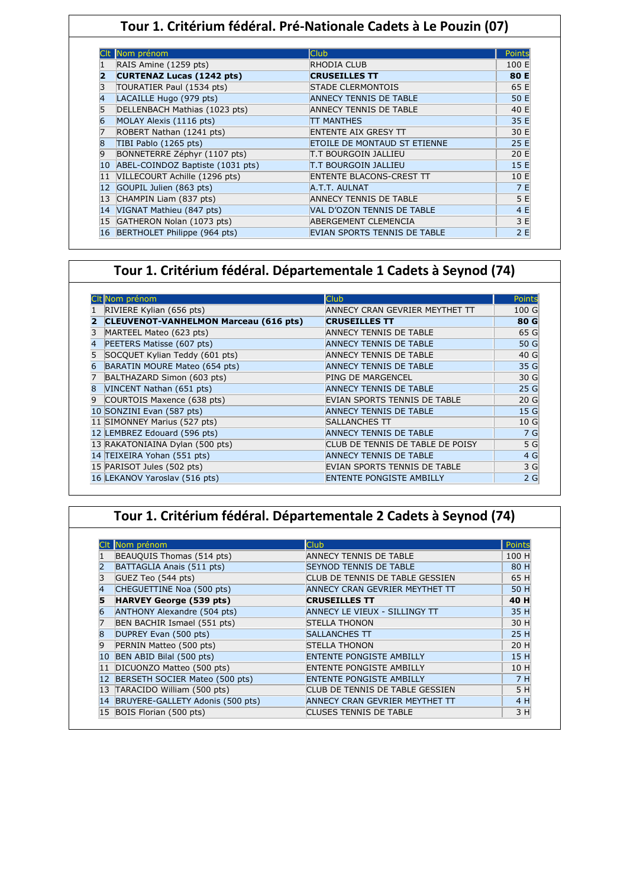## Tour 1. Critérium fédéral. Pré-Nationale Cadets à Le Pouzin (07)

| Clt | Nom prénom | Club | Points |
|---|---|---|---|
| 1 | RAIS Amine (1259 pts) | RHODIA CLUB | 100 E |
| **2** | **CURTENAZ Lucas (1242 pts)** | **CRUSEILLES TT** | **80 E** |
| 3 | TOURATIER Paul (1534 pts) | STADE CLERMONTOIS | 65 E |
| 4 | LACAILLE Hugo (979 pts) | ANNECY TENNIS DE TABLE | 50 E |
| 5 | DELLENBACH Mathias (1023 pts) | ANNECY TENNIS DE TABLE | 40 E |
| 6 | MOLAY Alexis (1116 pts) | TT MANTHES | 35 E |
| 7 | ROBERT Nathan (1241 pts) | ENTENTE AIX GRESY TT | 30 E |
| 8 | TIBI Pablo (1265 pts) | ETOILE DE MONTAUD ST ETIENNE | 25 E |
| 9 | BONNETERRE Zéphyr (1107 pts) | T.T BOURGOIN JALLIEU | 20 E |
| 10 | ABEL-COINDOZ Baptiste (1031 pts) | T.T BOURGOIN JALLIEU | 15 E |
| 11 | VILLECOURT Achille (1296 pts) | ENTENTE BLACONS-CREST TT | 10 E |
| 12 | GOUPIL Julien (863 pts) | A.T.T. AULNAT | 7 E |
| 13 | CHAMPIN Liam (837 pts) | ANNECY TENNIS DE TABLE | 5 E |
| 14 | VIGNAT Mathieu (847 pts) | VAL D'OZON TENNIS DE TABLE | 4 E |
| 15 | GATHERON Nolan (1073 pts) | ABERGEMENT CLEMENCIA | 3 E |
| 16 | BERTHOLET Philippe (964 pts) | EVIAN SPORTS TENNIS DE TABLE | 2 E |

## Tour 1. Critérium fédéral. Départementale 1 Cadets à Seynod (74)

| Clt | Nom prénom | Club | Points |
|---|---|---|---|
| 1 | RIVIERE Kylian (656 pts) | ANNECY CRAN GEVRIER MEYTHET TT | 100 G |
| **2** | **CLEUVENOT-VANHELMON Marceau (616 pts)** | **CRUSEILLES TT** | **80 G** |
| 3 | MARTEEL Mateo (623 pts) | ANNECY TENNIS DE TABLE | 65 G |
| 4 | PEETERS Matisse (607 pts) | ANNECY TENNIS DE TABLE | 50 G |
| 5 | SOCQUET Kylian Teddy (601 pts) | ANNECY TENNIS DE TABLE | 40 G |
| 6 | BARATIN MOURE Mateo (654 pts) | ANNECY TENNIS DE TABLE | 35 G |
| 7 | BALTHAZARD Simon (603 pts) | PING DE MARGENCEL | 30 G |
| 8 | VINCENT Nathan (651 pts) | ANNECY TENNIS DE TABLE | 25 G |
| 9 | COURTOIS Maxence (638 pts) | EVIAN SPORTS TENNIS DE TABLE | 20 G |
| 10 | SONZINI Evan (587 pts) | ANNECY TENNIS DE TABLE | 15 G |
| 11 | SIMONNEY Marius (527 pts) | SALLANCHES TT | 10 G |
| 12 | LEMBREZ Edouard (596 pts) | ANNECY TENNIS DE TABLE | 7 G |
| 13 | RAKATONIAINA Dylan (500 pts) | CLUB DE TENNIS DE TABLE DE POISY | 5 G |
| 14 | TEIXEIRA Yohan (551 pts) | ANNECY TENNIS DE TABLE | 4 G |
| 15 | PARISOT Jules (502 pts) | EVIAN SPORTS TENNIS DE TABLE | 3 G |
| 16 | LEKANOV Yaroslav (516 pts) | ENTENTE PONGISTE AMBILLY | 2 G |

## Tour 1. Critérium fédéral. Départementale 2 Cadets à Seynod (74)

| Clt | Nom prénom | Club | Points |
|---|---|---|---|
| 1 | BEAUQUIS Thomas (514 pts) | ANNECY TENNIS DE TABLE | 100 H |
| 2 | BATTAGLIA Anais (511 pts) | SEYNOD TENNIS DE TABLE | 80 H |
| 3 | GUEZ Teo (544 pts) | CLUB DE TENNIS DE TABLE GESSIEN | 65 H |
| 4 | CHEGUETTINE Noa (500 pts) | ANNECY CRAN GEVRIER MEYTHET TT | 50 H |
| **5** | **HARVEY George (539 pts)** | **CRUSEILLES TT** | **40 H** |
| 6 | ANTHONY Alexandre (504 pts) | ANNECY LE VIEUX - SILLINGY TT | 35 H |
| 7 | BEN BACHIR Ismael (551 pts) | STELLA THONON | 30 H |
| 8 | DUPREY Evan (500 pts) | SALLANCHES TT | 25 H |
| 9 | PERNIN Matteo (500 pts) | STELLA THONON | 20 H |
| 10 | BEN ABID Bilal (500 pts) | ENTENTE PONGISTE AMBILLY | 15 H |
| 11 | DICUONZO Matteo (500 pts) | ENTENTE PONGISTE AMBILLY | 10 H |
| 12 | BERSETH SOCIER Mateo (500 pts) | ENTENTE PONGISTE AMBILLY | 7 H |
| 13 | TARACIDO William (500 pts) | CLUB DE TENNIS DE TABLE GESSIEN | 5 H |
| 14 | BRUYERE-GALLETY Adonis (500 pts) | ANNECY CRAN GEVRIER MEYTHET TT | 4 H |
| 15 | BOIS Florian (500 pts) | CLUSES TENNIS DE TABLE | 3 H |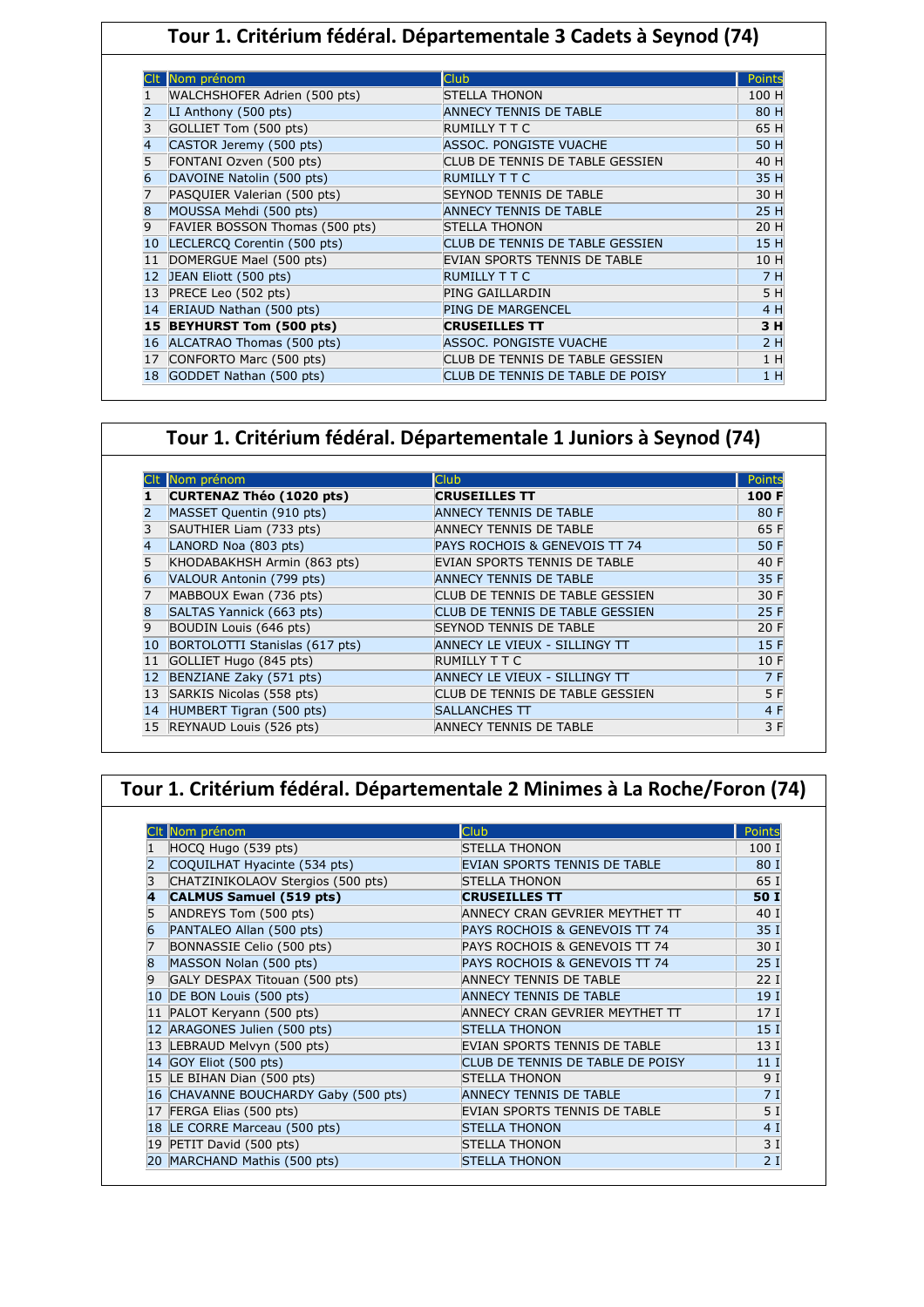## Tour 1. Critérium fédéral. Départementale 3 Cadets à Seynod (74)

| Clt | Nom prénom | Club | Points |
|---|---|---|---|
| 1 | WALCHSHOFER Adrien (500 pts) | STELLA THONON | 100 H |
| 2 | LI Anthony (500 pts) | ANNECY TENNIS DE TABLE | 80 H |
| 3 | GOLLIET Tom (500 pts) | RUMILLY T T C | 65 H |
| 4 | CASTOR Jeremy (500 pts) | ASSOC. PONGISTE VUACHE | 50 H |
| 5 | FONTANI Ozven (500 pts) | CLUB DE TENNIS DE TABLE GESSIEN | 40 H |
| 6 | DAVOINE Natolin (500 pts) | RUMILLY T T C | 35 H |
| 7 | PASQUIER Valerian (500 pts) | SEYNOD TENNIS DE TABLE | 30 H |
| 8 | MOUSSA Mehdi (500 pts) | ANNECY TENNIS DE TABLE | 25 H |
| 9 | FAVIER BOSSON Thomas (500 pts) | STELLA THONON | 20 H |
| 10 | LECLERCQ Corentin (500 pts) | CLUB DE TENNIS DE TABLE GESSIEN | 15 H |
| 11 | DOMERGUE Mael (500 pts) | EVIAN SPORTS TENNIS DE TABLE | 10 H |
| 12 | JEAN Eliott (500 pts) | RUMILLY T T C | 7 H |
| 13 | PRECE Leo (502 pts) | PING GAILLARDIN | 5 H |
| 14 | ERIAUD Nathan (500 pts) | PING DE MARGENCEL | 4 H |
| **15** | **BEYHURST Tom (500 pts)** | **CRUSEILLES TT** | **3 H** |
| 16 | ALCATRAO Thomas (500 pts) | ASSOC. PONGISTE VUACHE | 2 H |
| 17 | CONFORTO Marc (500 pts) | CLUB DE TENNIS DE TABLE GESSIEN | 1 H |
| 18 | GODDET Nathan (500 pts) | CLUB DE TENNIS DE TABLE DE POISY | 1 H |

## Tour 1. Critérium fédéral. Départementale 1 Juniors à Seynod (74)

| Clt | Nom prénom | Club | Points |
|---|---|---|---|
| **1** | **CURTENAZ Théo (1020 pts)** | **CRUSEILLES TT** | **100 F** |
| 2 | MASSET Quentin (910 pts) | ANNECY TENNIS DE TABLE | 80 F |
| 3 | SAUTHIER Liam (733 pts) | ANNECY TENNIS DE TABLE | 65 F |
| 4 | LANORD Noa (803 pts) | PAYS ROCHOIS & GENEVOIS TT 74 | 50 F |
| 5 | KHODABAKHSH Armin (863 pts) | EVIAN SPORTS TENNIS DE TABLE | 40 F |
| 6 | VALOUR Antonin (799 pts) | ANNECY TENNIS DE TABLE | 35 F |
| 7 | MABBOUX Ewan (736 pts) | CLUB DE TENNIS DE TABLE GESSIEN | 30 F |
| 8 | SALTAS Yannick (663 pts) | CLUB DE TENNIS DE TABLE GESSIEN | 25 F |
| 9 | BOUDIN Louis (646 pts) | SEYNOD TENNIS DE TABLE | 20 F |
| 10 | BORTOLOTTI Stanislas (617 pts) | ANNECY LE VIEUX - SILLINGY TT | 15 F |
| 11 | GOLLIET Hugo (845 pts) | RUMILLY T T C | 10 F |
| 12 | BENZIANE Zaky (571 pts) | ANNECY LE VIEUX - SILLINGY TT | 7 F |
| 13 | SARKIS Nicolas (558 pts) | CLUB DE TENNIS DE TABLE GESSIEN | 5 F |
| 14 | HUMBERT Tigran (500 pts) | SALLANCHES TT | 4 F |
| 15 | REYNAUD Louis (526 pts) | ANNECY TENNIS DE TABLE | 3 F |

## Tour 1. Critérium fédéral. Départementale 2 Minimes à La Roche/Foron (74)

| Clt | Nom prénom | Club | Points |
|---|---|---|---|
| 1 | HOCQ Hugo (539 pts) | STELLA THONON | 100 I |
| 2 | COQUILHAT Hyacinte (534 pts) | EVIAN SPORTS TENNIS DE TABLE | 80 I |
| 3 | CHATZINIKOLAOV Stergios (500 pts) | STELLA THONON | 65 I |
| **4** | **CALMUS Samuel (519 pts)** | **CRUSEILLES TT** | **50 I** |
| 5 | ANDREYS Tom (500 pts) | ANNECY CRAN GEVRIER MEYTHET TT | 40 I |
| 6 | PANTALEO Allan (500 pts) | PAYS ROCHOIS & GENEVOIS TT 74 | 35 I |
| 7 | BONNASSIE Celio (500 pts) | PAYS ROCHOIS & GENEVOIS TT 74 | 30 I |
| 8 | MASSON Nolan (500 pts) | PAYS ROCHOIS & GENEVOIS TT 74 | 25 I |
| 9 | GALY DESPAX Titouan (500 pts) | ANNECY TENNIS DE TABLE | 22 I |
| 10 | DE BON Louis (500 pts) | ANNECY TENNIS DE TABLE | 19 I |
| 11 | PALOT Keryann (500 pts) | ANNECY CRAN GEVRIER MEYTHET TT | 17 I |
| 12 | ARAGONES Julien (500 pts) | STELLA THONON | 15 I |
| 13 | LEBRAUD Melvyn (500 pts) | EVIAN SPORTS TENNIS DE TABLE | 13 I |
| 14 | GOY Eliot (500 pts) | CLUB DE TENNIS DE TABLE DE POISY | 11 I |
| 15 | LE BIHAN Dian (500 pts) | STELLA THONON | 9 I |
| 16 | CHAVANNE BOUCHARDY Gaby (500 pts) | ANNECY TENNIS DE TABLE | 7 I |
| 17 | FERGA Elias (500 pts) | EVIAN SPORTS TENNIS DE TABLE | 5 I |
| 18 | LE CORRE Marceau (500 pts) | STELLA THONON | 4 I |
| 19 | PETIT David (500 pts) | STELLA THONON | 3 I |
| 20 | MARCHAND Mathis (500 pts) | STELLA THONON | 2 I |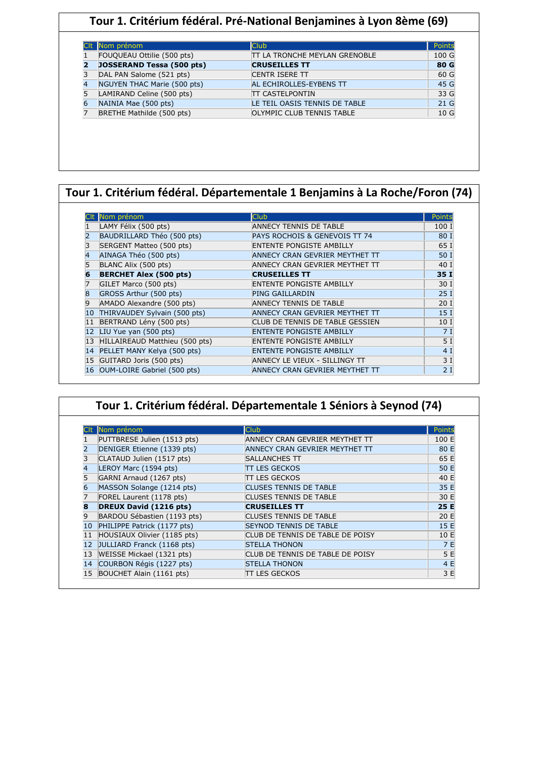## Tour 1. Critérium fédéral. Pré-National Benjamines à Lyon 8ème (69)

| Clt | Nom prénom | Club | Points |
|---|---|---|---|
| 1 | FOUQUEAU Ottilie (500 pts) | TT LA TRONCHE MEYLAN GRENOBLE | 100 G |
| **2** | **JOSSERAND Tessa (500 pts)** | **CRUSEILLES TT** | **80 G** |
| 3 | DAL PAN Salome (521 pts) | CENTR ISERE TT | 60 G |
| 4 | NGUYEN THAC Marie (500 pts) | AL ECHIROLLES-EYBENS TT | 45 G |
| 5 | LAMIRAND Celine (500 pts) | TT CASTELPONTIN | 33 G |
| 6 | NAINIA Mae (500 pts) | LE TEIL OASIS TENNIS DE TABLE | 21 G |
| 7 | BRETHE Mathilde (500 pts) | OLYMPIC CLUB TENNIS TABLE | 10 G |

## Tour 1. Critérium fédéral. Départementale 1 Benjamins à La Roche/Foron (74)

| Clt | Nom prénom | Club | Points |
|---|---|---|---|
| 1 | LAMY Félix (500 pts) | ANNECY TENNIS DE TABLE | 100 I |
| 2 | BAUDRILLARD Théo (500 pts) | PAYS ROCHOIS & GENEVOIS TT 74 | 80 I |
| 3 | SERGENT Matteo (500 pts) | ENTENTE PONGISTE AMBILLY | 65 I |
| 4 | AINAGA Théo (500 pts) | ANNECY CRAN GEVRIER MEYTHET TT | 50 I |
| 5 | BLANC Alix (500 pts) | ANNECY CRAN GEVRIER MEYTHET TT | 40 I |
| **6** | **BERCHET Alex (500 pts)** | **CRUSEILLES TT** | **35 I** |
| 7 | GILET Marco (500 pts) | ENTENTE PONGISTE AMBILLY | 30 I |
| 8 | GROSS Arthur (500 pts) | PING GAILLARDIN | 25 I |
| 9 | AMADO Alexandre (500 pts) | ANNECY TENNIS DE TABLE | 20 I |
| 10 | THIRVAUDEY Sylvain (500 pts) | ANNECY CRAN GEVRIER MEYTHET TT | 15 I |
| 11 | BERTRAND Lény (500 pts) | CLUB DE TENNIS DE TABLE GESSIEN | 10 I |
| 12 | LIU Yue yan (500 pts) | ENTENTE PONGISTE AMBILLY | 7 I |
| 13 | HILLAIREAUD Matthieu (500 pts) | ENTENTE PONGISTE AMBILLY | 5 I |
| 14 | PELLET MANY Kelya (500 pts) | ENTENTE PONGISTE AMBILLY | 4 I |
| 15 | GUITARD Joris (500 pts) | ANNECY LE VIEUX - SILLINGY TT | 3 I |
| 16 | OUM-LOIRE Gabriel (500 pts) | ANNECY CRAN GEVRIER MEYTHET TT | 2 I |

## Tour 1. Critérium fédéral. Départementale 1 Séniors à Seynod (74)

| Clt | Nom prénom | Club | Points |
|---|---|---|---|
| 1 | PUTTBRESE Julien (1513 pts) | ANNECY CRAN GEVRIER MEYTHET TT | 100 E |
| 2 | DENIGER Etienne (1339 pts) | ANNECY CRAN GEVRIER MEYTHET TT | 80 E |
| 3 | CLATAUD Julien (1517 pts) | SALLANCHES TT | 65 E |
| 4 | LEROY Marc (1594 pts) | TT LES GECKOS | 50 E |
| 5 | GARNI Arnaud (1267 pts) | TT LES GECKOS | 40 E |
| 6 | MASSON Solange (1214 pts) | CLUSES TENNIS DE TABLE | 35 E |
| 7 | FOREL Laurent (1178 pts) | CLUSES TENNIS DE TABLE | 30 E |
| **8** | **DREUX David (1216 pts)** | **CRUSEILLES TT** | **25 E** |
| 9 | BARDOU Sébastien (1193 pts) | CLUSES TENNIS DE TABLE | 20 E |
| 10 | PHILIPPE Patrick (1177 pts) | SEYNOD TENNIS DE TABLE | 15 E |
| 11 | HOUSIAUX Olivier (1185 pts) | CLUB DE TENNIS DE TABLE DE POISY | 10 E |
| 12 | JULLIARD Franck (1168 pts) | STELLA THONON | 7 E |
| 13 | WEISSE Mickael (1321 pts) | CLUB DE TENNIS DE TABLE DE POISY | 5 E |
| 14 | COURBON Régis (1227 pts) | STELLA THONON | 4 E |
| 15 | BOUCHET Alain (1161 pts) | TT LES GECKOS | 3 E |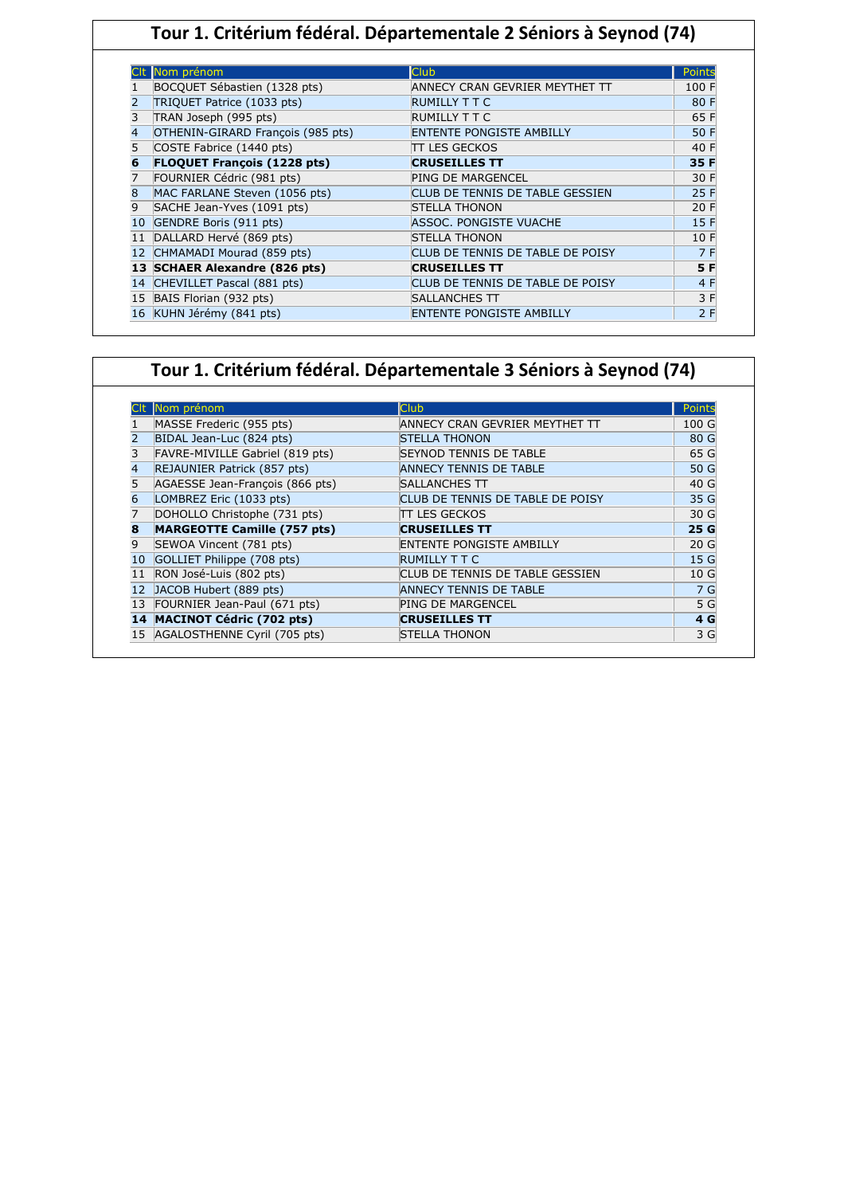# Tour 1. Critérium fédéral. Départementale 2 Séniors à Seynod (74)

| Clt | Nom prénom | Club | Points |
|---|---|---|---|
| 1 | BOCQUET Sébastien (1328 pts) | ANNECY CRAN GEVRIER MEYTHET TT | 100 F |
| 2 | TRIQUET Patrice (1033 pts) | RUMILLY T T C | 80 F |
| 3 | TRAN Joseph (995 pts) | RUMILLY T T C | 65 F |
| 4 | OTHENIN-GIRARD François (985 pts) | ENTENTE PONGISTE AMBILLY | 50 F |
| 5 | COSTE Fabrice (1440 pts) | TT LES GECKOS | 40 F |
| **6** | **FLOQUET François (1228 pts)** | **CRUSEILLES TT** | **35 F** |
| 7 | FOURNIER Cédric (981 pts) | PING DE MARGENCEL | 30 F |
| 8 | MAC FARLANE Steven (1056 pts) | CLUB DE TENNIS DE TABLE GESSIEN | 25 F |
| 9 | SACHE Jean-Yves (1091 pts) | STELLA THONON | 20 F |
| 10 | GENDRE Boris (911 pts) | ASSOC. PONGISTE VUACHE | 15 F |
| 11 | DALLARD Hervé (869 pts) | STELLA THONON | 10 F |
| 12 | CHMAMADI Mourad (859 pts) | CLUB DE TENNIS DE TABLE DE POISY | 7 F |
| **13** | **SCHAER Alexandre (826 pts)** | **CRUSEILLES TT** | **5 F** |
| 14 | CHEVILLET Pascal (881 pts) | CLUB DE TENNIS DE TABLE DE POISY | 4 F |
| 15 | BAIS Florian (932 pts) | SALLANCHES TT | 3 F |
| 16 | KUHN Jérémy (841 pts) | ENTENTE PONGISTE AMBILLY | 2 F |

# Tour 1. Critérium fédéral. Départementale 3 Séniors à Seynod (74)

| Clt | Nom prénom | Club | Points |
|---|---|---|---|
| 1 | MASSE Frederic (955 pts) | ANNECY CRAN GEVRIER MEYTHET TT | 100 G |
| 2 | BIDAL Jean-Luc (824 pts) | STELLA THONON | 80 G |
| 3 | FAVRE-MIVILLE Gabriel (819 pts) | SEYNOD TENNIS DE TABLE | 65 G |
| 4 | REJAUNIER Patrick (857 pts) | ANNECY TENNIS DE TABLE | 50 G |
| 5 | AGAESSE Jean-François (866 pts) | SALLANCHES TT | 40 G |
| 6 | LOMBREZ Eric (1033 pts) | CLUB DE TENNIS DE TABLE DE POISY | 35 G |
| 7 | DOHOLLO Christophe (731 pts) | TT LES GECKOS | 30 G |
| **8** | **MARGEOTTE Camille (757 pts)** | **CRUSEILLES TT** | **25 G** |
| 9 | SEWOA Vincent (781 pts) | ENTENTE PONGISTE AMBILLY | 20 G |
| 10 | GOLLIET Philippe (708 pts) | RUMILLY T T C | 15 G |
| 11 | RON José-Luis (802 pts) | CLUB DE TENNIS DE TABLE GESSIEN | 10 G |
| 12 | JACOB Hubert (889 pts) | ANNECY TENNIS DE TABLE | 7 G |
| 13 | FOURNIER Jean-Paul (671 pts) | PING DE MARGENCEL | 5 G |
| **14** | **MACINOT Cédric (702 pts)** | **CRUSEILLES TT** | **4 G** |
| 15 | AGALOSTHENNE Cyril (705 pts) | STELLA THONON | 3 G |